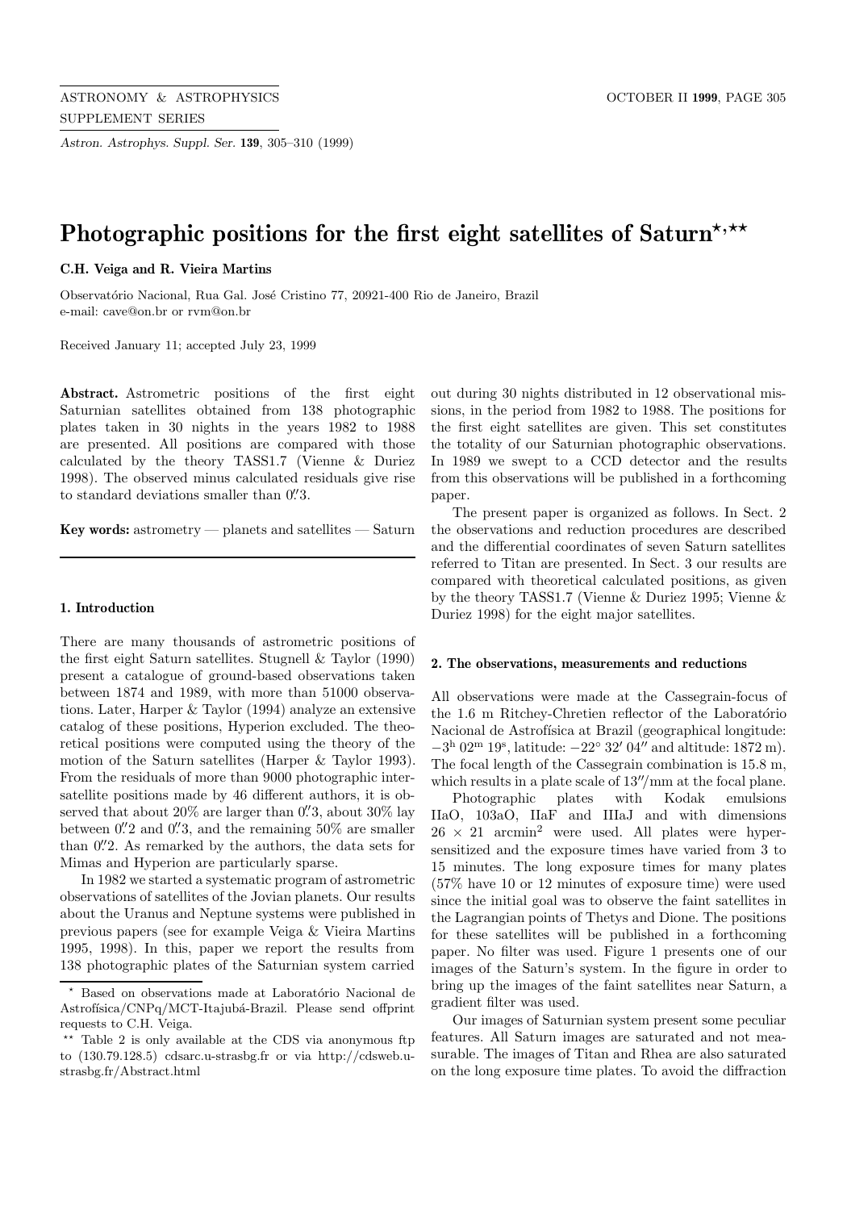# Photographic positions for the first eight satellites of Saturn[⋆,⋆⋆]

**C.H. Veiga and R. Vieira Martins**

Observatório Nacional, Rua Gal. José Cristino 77, 20921-400 Rio de Janeiro, Brazil
e-mail: cave@on.br or rvm@on.br

Received January 11; accepted July 23, 1999

**Abstract.** Astrometric positions of the first eight Saturnian satellites obtained from 138 photographic plates taken in 30 nights in the years 1982 to 1988 are presented. All positions are compared with those calculated by the theory TASS1.7 (Vienne & Duriez 1998). The observed minus calculated residuals give rise to standard deviations smaller than $0.''3$.

**Key words:** astrometry — planets and satellites — Saturn

## 1. Introduction

There are many thousands of astrometric positions of the first eight Saturn satellites. Stugnell & Taylor (1990) present a catalogue of ground-based observations taken between 1874 and 1989, with more than 51000 observations. Later, Harper & Taylor (1994) analyze an extensive catalog of these positions, Hyperion excluded. The theoretical positions were computed using the theory of the motion of the Saturn satellites (Harper & Taylor 1993). From the residuals of more than 9000 photographic intersatellite positions made by 46 different authors, it is observed that about 20% are larger than $0.''3$, about 30% lay between $0.''2$ and $0.''3$, and the remaining 50% are smaller than $0.''2$. As remarked by the authors, the data sets for Mimas and Hyperion are particularly sparse.

In 1982 we started a systematic program of astrometric observations of satellites of the Jovian planets. Our results about the Uranus and Neptune systems were published in previous papers (see for example Veiga & Vieira Martins 1995, 1998). In this, paper we report the results from 138 photographic plates of the Saturnian system carried out during 30 nights distributed in 12 observational missions, in the period from 1982 to 1988. The positions for the first eight satellites are given. This set constitutes the totality of our Saturnian photographic observations. In 1989 we swept to a CCD detector and the results from this observations will be published in a forthcoming paper.

The present paper is organized as follows. In Sect. 2 the observations and reduction procedures are described and the differential coordinates of seven Saturn satellites referred to Titan are presented. In Sect. 3 our results are compared with theoretical calculated positions, as given by the theory TASS1.7 (Vienne & Duriez 1995; Vienne & Duriez 1998) for the eight major satellites.

## 2. The observations, measurements and reductions

All observations were made at the Cassegrain-focus of the 1.6 m Ritchey-Chretien reflector of the Laboratório Nacional de Astrofísica at Brazil (geographical longitude: $-3^{\rm h}\,02^{\rm m}\,19^{\rm s}$, latitude: $-22^\circ\,32'\,04''$ and altitude: 1872 m). The focal length of the Cassegrain combination is 15.8 m, which results in a plate scale of $13''$/mm at the focal plane.

Photographic plates with Kodak emulsions IIaO, 103aO, IIaF and IIIaJ and with dimensions $26 \times 21$ arcmin$^2$ were used. All plates were hypersensitized and the exposure times have varied from 3 to 15 minutes. The long exposure times for many plates (57% have 10 or 12 minutes of exposure time) were used since the initial goal was to observe the faint satellites in the Lagrangian points of Thetys and Dione. The positions for these satellites will be published in a forthcoming paper. No filter was used. Figure 1 presents one of our images of the Saturn's system. In the figure in order to bring up the images of the faint satellites near Saturn, a gradient filter was used.

Our images of Saturnian system present some peculiar features. All Saturn images are saturated and not measurable. The images of Titan and Rhea are also saturated on the long exposure time plates. To avoid the diffraction

---

⋆ Based on observations made at Laboratório Nacional de Astrofísica/CNPq/MCT-Itajubá-Brazil. Please send offprint requests to C.H. Veiga.

⋆⋆ Table 2 is only available at the CDS via anonymous ftp to (130.79.128.5) cdsarc.u-strasbg.fr or via http://cdsweb.u-strasbg.fr/Abstract.html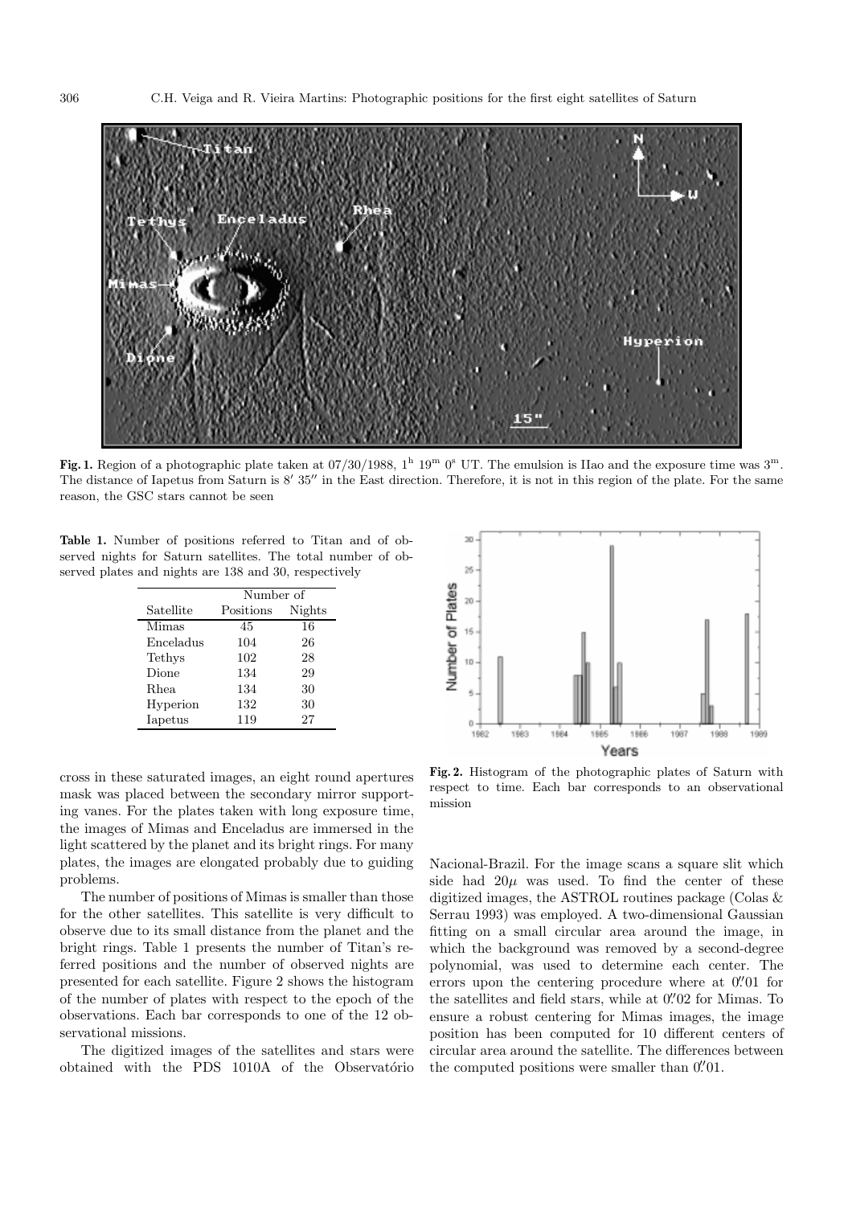**Fig. 1.** Region of a photographic plate taken at 07/30/1988, $1^{\rm h}$ $19^{\rm m}$ $0^{\rm s}$ UT. The emulsion is IIao and the exposure time was $3^{\rm m}$. The distance of Iapetus from Saturn is $8' \, 35''$ in the East direction. Therefore, it is not in this region of the plate. For the same reason, the GSC stars cannot be seen

**Table 1.** Number of positions referred to Titan and of observed nights for Saturn satellites. The total number of observed plates and nights are 138 and 30, respectively

| | Number of | |
|---|---|---|
| Satellite | Positions | Nights |
| Mimas | 45 | 16 |
| Enceladus | 104 | 26 |
| Tethys | 102 | 28 |
| Dione | 134 | 29 |
| Rhea | 134 | 30 |
| Hyperion | 132 | 30 |
| Iapetus | 119 | 27 |

**Fig. 2.** Histogram of the photographic plates of Saturn with respect to time. Each bar corresponds to an observational mission

cross in these saturated images, an eight round apertures mask was placed between the secondary mirror supporting vanes. For the plates taken with long exposure time, the images of Mimas and Enceladus are immersed in the light scattered by the planet and its bright rings. For many plates, the images are elongated probably due to guiding problems.

The number of positions of Mimas is smaller than those for the other satellites. This satellite is very difficult to observe due to its small distance from the planet and the bright rings. Table 1 presents the number of Titan's referred positions and the number of observed nights are presented for each satellite. Figure 2 shows the histogram of the number of plates with respect to the epoch of the observations. Each bar corresponds to one of the 12 observational missions.

The digitized images of the satellites and stars were obtained with the PDS 1010A of the Observatório Nacional-Brazil. For the image scans a square slit which side had $20\mu$ was used. To find the center of these digitized images, the ASTROL routines package (Colas & Serrau 1993) was employed. A two-dimensional Gaussian fitting on a small circular area around the image, in which the background was removed by a second-degree polynomial, was used to determine each center. The errors upon the centering procedure where at $0\overset{''}{.}01$ for the satellites and field stars, while at $0\overset{''}{.}02$ for Mimas. To ensure a robust centering for Mimas images, the image position has been computed for 10 different centers of circular area around the satellite. The differences between the computed positions were smaller than $0\overset{''}{.}01$.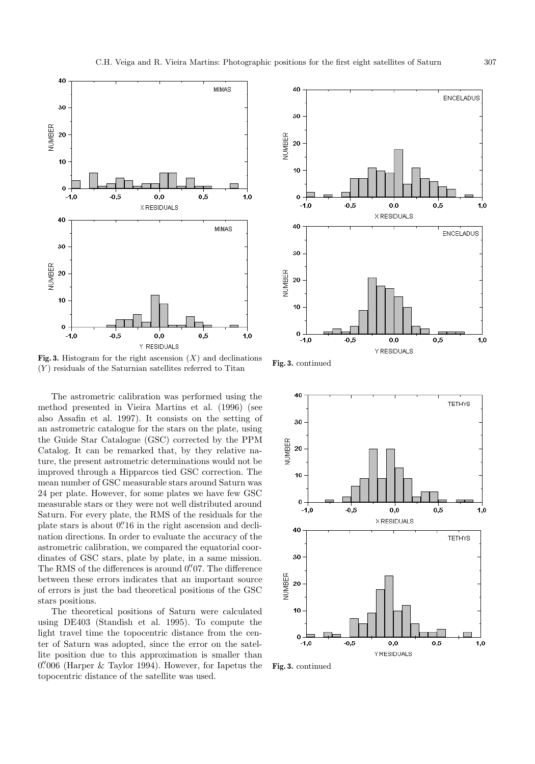**Fig. 3.** Histogram for the right ascension ($X$) and declinations ($Y$) residuals of the Saturnian satellites referred to Titan

**Fig. 3.** continued

**Fig. 3.** continued

The astrometric calibration was performed using the method presented in Vieira Martins et al. (1996) (see also Assafin et al. 1997). It consists on the setting of an astrometric catalogue for the stars on the plate, using the Guide Star Catalogue (GSC) corrected by the PPM Catalog. It can be remarked that, by they relative nature, the present astrometric determinations would not be improved through a Hipparcos tied GSC correction. The mean number of GSC measurable stars around Saturn was 24 per plate. However, for some plates we have few GSC measurable stars or they were not well distributed around Saturn. For every plate, the RMS of the residuals for the plate stars is about $0\rlap{.}''16$ in the right ascension and declination directions. In order to evaluate the accuracy of the astrometric calibration, we compared the equatorial coordinates of GSC stars, plate by plate, in a same mission. The RMS of the differences is around $0\rlap{.}''07$. The difference between these errors indicates that an important source of errors is just the bad theoretical positions of the GSC stars positions.

The theoretical positions of Saturn were calculated using DE403 (Standish et al. 1995). To compute the light travel time the topocentric distance from the center of Saturn was adopted, since the error on the satellite position due to this approximation is smaller than $0\rlap{.}''006$ (Harper & Taylor 1994). However, for Iapetus the topocentric distance of the satellite was used.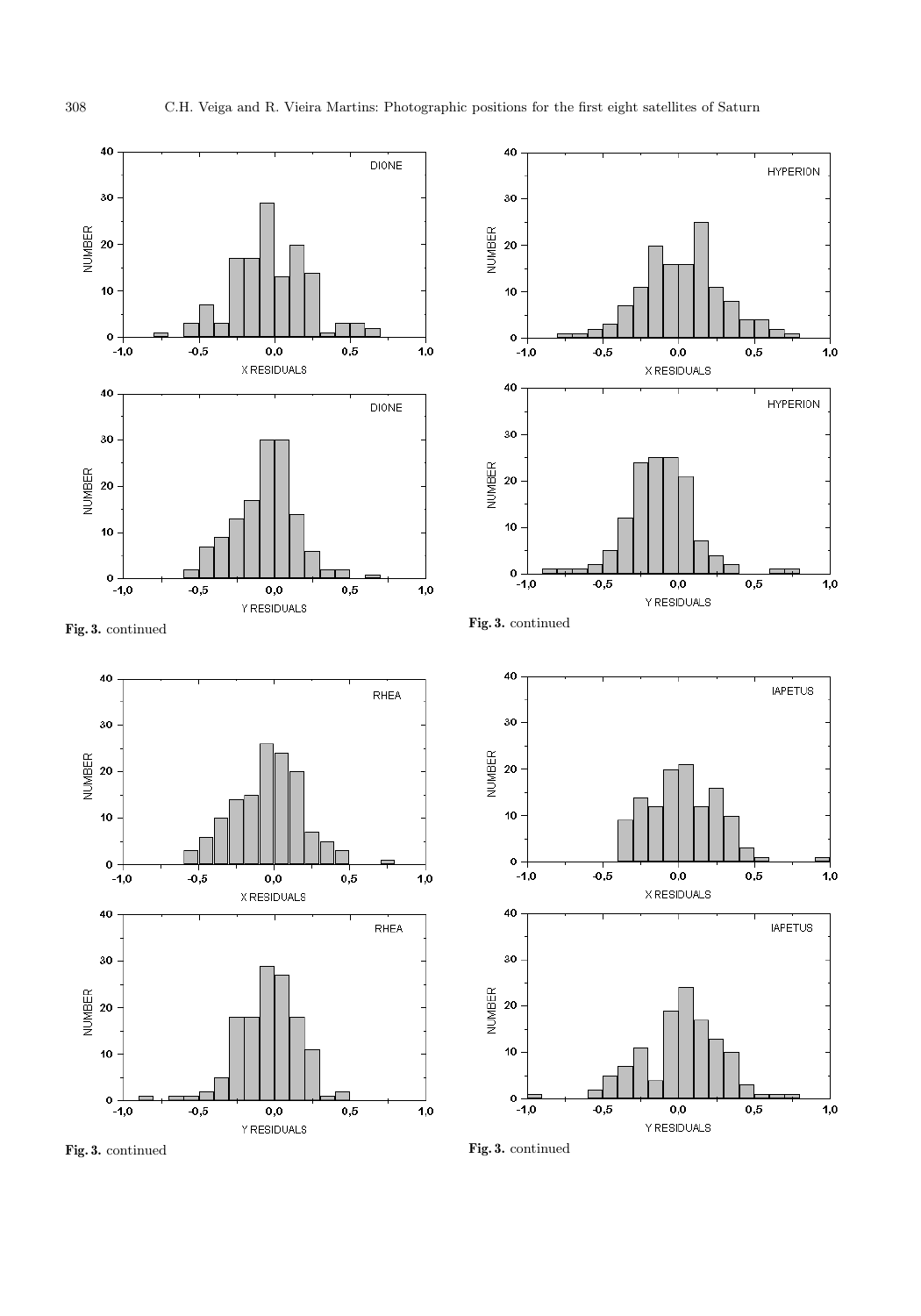**Fig. 3.** continued

**Fig. 3.** continued

**Fig. 3.** continued

**Fig. 3.** continued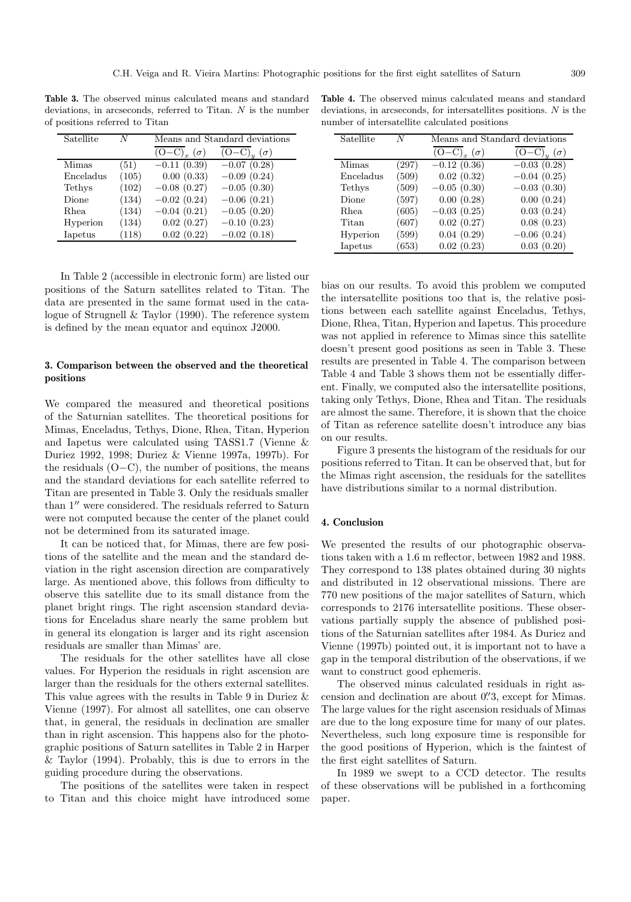**Table 3.** The observed minus calculated means and standard deviations, in arcseconds, referred to Titan. $N$ is the number of positions referred to Titan

| Satellite | $N$ | Means and Standard deviations | |
|---|---|---|---|
| | | $\overline{(\mathrm{O-C})}_x\ (\sigma)$ | $\overline{(\mathrm{O-C})}_y\ (\sigma)$ |
| Mimas | (51) | −0.11 (0.39) | −0.07 (0.28) |
| Enceladus | (105) | 0.00 (0.33) | −0.09 (0.24) |
| Tethys | (102) | −0.08 (0.27) | −0.05 (0.30) |
| Dione | (134) | −0.02 (0.24) | −0.06 (0.21) |
| Rhea | (134) | −0.04 (0.21) | −0.05 (0.20) |
| Hyperion | (134) | 0.02 (0.27) | −0.10 (0.23) |
| Iapetus | (118) | 0.02 (0.22) | −0.02 (0.18) |

In Table 2 (accessible in electronic form) are listed our positions of the Saturn satellites related to Titan. The data are presented in the same format used in the catalogue of Strugnell & Taylor (1990). The reference system is defined by the mean equator and equinox J2000.

## 3. Comparison between the observed and the theoretical positions

We compared the measured and theoretical positions of the Saturnian satellites. The theoretical positions for Mimas, Enceladus, Tethys, Dione, Rhea, Titan, Hyperion and Iapetus were calculated using TASS1.7 (Vienne & Duriez 1992, 1998; Duriez & Vienne 1997a, 1997b). For the residuals (O−C), the number of positions, the means and the standard deviations for each satellite referred to Titan are presented in Table 3. Only the residuals smaller than $1''$ were considered. The residuals referred to Saturn were not computed because the center of the planet could not be determined from its saturated image.

It can be noticed that, for Mimas, there are few positions of the satellite and the mean and the standard deviation in the right ascension direction are comparatively large. As mentioned above, this follows from difficulty to observe this satellite due to its small distance from the planet bright rings. The right ascension standard deviations for Enceladus share nearly the same problem but in general its elongation is larger and its right ascension residuals are smaller than Mimas' are.

The residuals for the other satellites have all close values. For Hyperion the residuals in right ascension are larger than the residuals for the others external satellites. This value agrees with the results in Table 9 in Duriez & Vienne (1997). For almost all satellites, one can observe that, in general, the residuals in declination are smaller than in right ascension. This happens also for the photographic positions of Saturn satellites in Table 2 in Harper & Taylor (1994). Probably, this is due to errors in the guiding procedure during the observations.

The positions of the satellites were taken in respect to Titan and this choice might have introduced some bias on our results. To avoid this problem we computed the intersatellite positions too that is, the relative positions between each satellite against Enceladus, Tethys, Dione, Rhea, Titan, Hyperion and Iapetus. This procedure was not applied in reference to Mimas since this satellite doesn't present good positions as seen in Table 3. These results are presented in Table 4. The comparison between Table 4 and Table 3 shows them not be essentially different. Finally, we computed also the intersatellite positions, taking only Tethys, Dione, Rhea and Titan. The residuals are almost the same. Therefore, it is shown that the choice of Titan as reference satellite doesn't introduce any bias on our results.

**Table 4.** The observed minus calculated means and standard deviations, in arcseconds, for intersatellites positions. $N$ is the number of intersatellite calculated positions

| Satellite | $N$ | Means and Standard deviations | |
|---|---|---|---|
| | | $\overline{(\mathrm{O-C})}_x\ (\sigma)$ | $\overline{(\mathrm{O-C})}_y\ (\sigma)$ |
| Mimas | (297) | −0.12 (0.36) | −0.03 (0.28) |
| Enceladus | (509) | 0.02 (0.32) | −0.04 (0.25) |
| Tethys | (509) | −0.05 (0.30) | −0.03 (0.30) |
| Dione | (597) | 0.00 (0.28) | 0.00 (0.24) |
| Rhea | (605) | −0.03 (0.25) | 0.03 (0.24) |
| Titan | (607) | 0.02 (0.27) | 0.08 (0.23) |
| Hyperion | (599) | 0.04 (0.29) | −0.06 (0.24) |
| Iapetus | (653) | 0.02 (0.23) | 0.03 (0.20) |

Figure 3 presents the histogram of the residuals for our positions referred to Titan. It can be observed that, but for the Mimas right ascension, the residuals for the satellites have distributions similar to a normal distribution.

## 4. Conclusion

We presented the results of our photographic observations taken with a 1.6 m reflector, between 1982 and 1988. They correspond to 138 plates obtained during 30 nights and distributed in 12 observational missions. There are 770 new positions of the major satellites of Saturn, which corresponds to 2176 intersatellite positions. These observations partially supply the absence of published positions of the Saturnian satellites after 1984. As Duriez and Vienne (1997b) pointed out, it is important not to have a gap in the temporal distribution of the observations, if we want to construct good ephemeris.

The observed minus calculated residuals in right ascension and declination are about $0\overset{''}{.}3$, except for Mimas. The large values for the right ascension residuals of Mimas are due to the long exposure time for many of our plates. Nevertheless, such long exposure time is responsible for the good positions of Hyperion, which is the faintest of the first eight satellites of Saturn.

In 1989 we swept to a CCD detector. The results of these observations will be published in a forthcoming paper.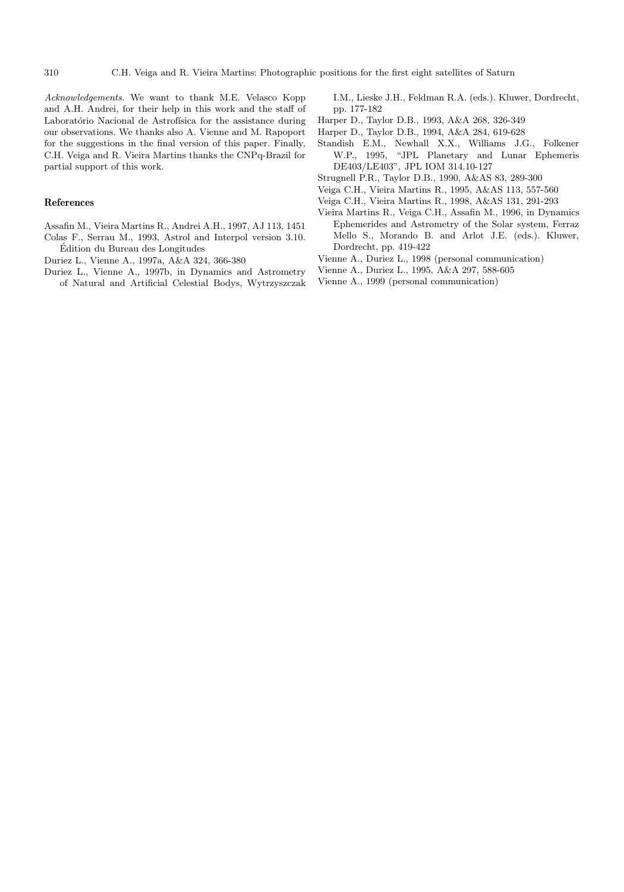*Acknowledgements.* We want to thank M.E. Velasco Kopp and A.H. Andrei, for their help in this work and the staff of Laboratório Nacional de Astrofísica for the assistance during our observations. We thanks also A. Vienne and M. Rapoport for the suggestions in the final version of this paper. Finally, C.H. Veiga and R. Vieira Martins thanks the CNPq-Brazil for partial support of this work.

## References

Assafin M., Vieira Martins R., Andrei A.H., 1997, AJ 113, 1451

Colas F., Serrau M., 1993, Astrol and Interpol version 3.10. Édition du Bureau des Longitudes

Duriez L., Vienne A., 1997a, A&A 324, 366-380

Duriez L., Vienne A., 1997b, in Dynamics and Astrometry of Natural and Artificial Celestial Bodys, Wytrzyszczak I.M., Lieske J.H., Feldman R.A. (eds.). Kluwer, Dordrecht, pp. 177-182

Harper D., Taylor D.B., 1993, A&A 268, 326-349

Harper D., Taylor D.B., 1994, A&A 284, 619-628

Standish E.M., Newhall X.X., Williams J.G., Folkener W.P., 1995, "JPL Planetary and Lunar Ephemeris DE403/LE403", JPL IOM 314.10-127

Strugnell P.R., Taylor D.B., 1990, A&AS 83, 289-300

Veiga C.H., Vieira Martins R., 1995, A&AS 113, 557-560

Veiga C.H., Vieira Martins R., 1998, A&AS 131, 291-293

Vieira Martins R., Veiga C.H., Assafin M., 1996, in Dynamics Ephemerides and Astrometry of the Solar system, Ferraz Mello S., Morando B. and Arlot J.E. (eds.). Kluwer, Dordrecht, pp. 419-422

Vienne A., Duriez L., 1998 (personal communication)

Vienne A., Duriez L., 1995, A&A 297, 588-605

Vienne A., 1999 (personal communication)